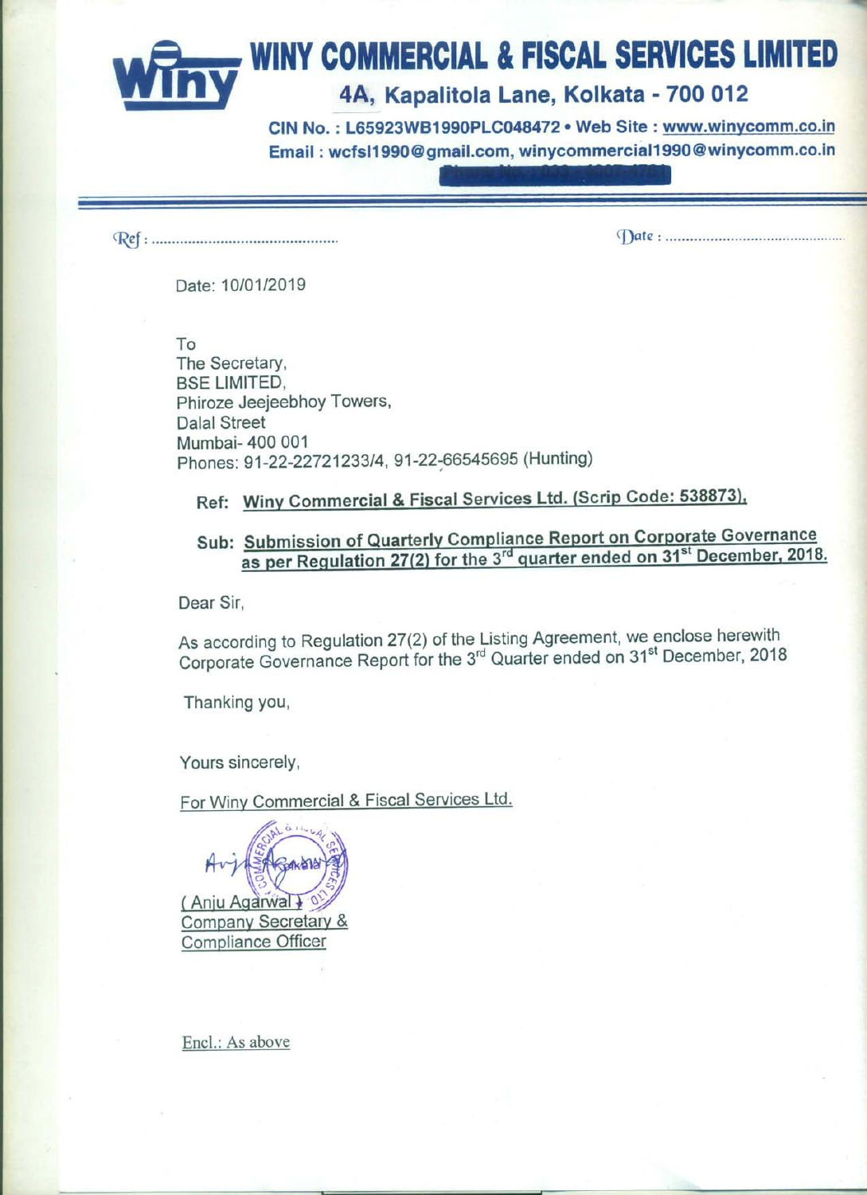# WINY COMMERCIAL & FISCAL SERVICES LIMITED

## 4A, Kapalitola Lane, Kolkata - 700 012

CIN No. : L65923WB1990PLC048472 • Web Site : www.winycomm.co.in
Email : wcfsl1990@gmail.com, winycommercial1990@winycomm.co.in

Ref : ..............................  Date : ..............................

Date: 10/01/2019

To
The Secretary,
BSE LIMITED,
Phiroze Jeejeebhoy Towers,
Dalal Street
Mumbai- 400 001
Phones: 91-22-22721233/4, 91-22-66545695 (Hunting)

**Ref: Winy Commercial & Fiscal Services Ltd. (Scrip Code: 538873).**

**Sub: Submission of Quarterly Compliance Report on Corporate Governance as per Regulation 27(2) for the 3rd quarter ended on 31st December, 2018.**

Dear Sir,

As according to Regulation 27(2) of the Listing Agreement, we enclose herewith Corporate Governance Report for the 3rd Quarter ended on 31st December, 2018

Thanking you,

Yours sincerely,

For Winy Commercial & Fiscal Services Ltd.

(Anju Agarwal)
Company Secretary &
Compliance Officer

Encl.: As above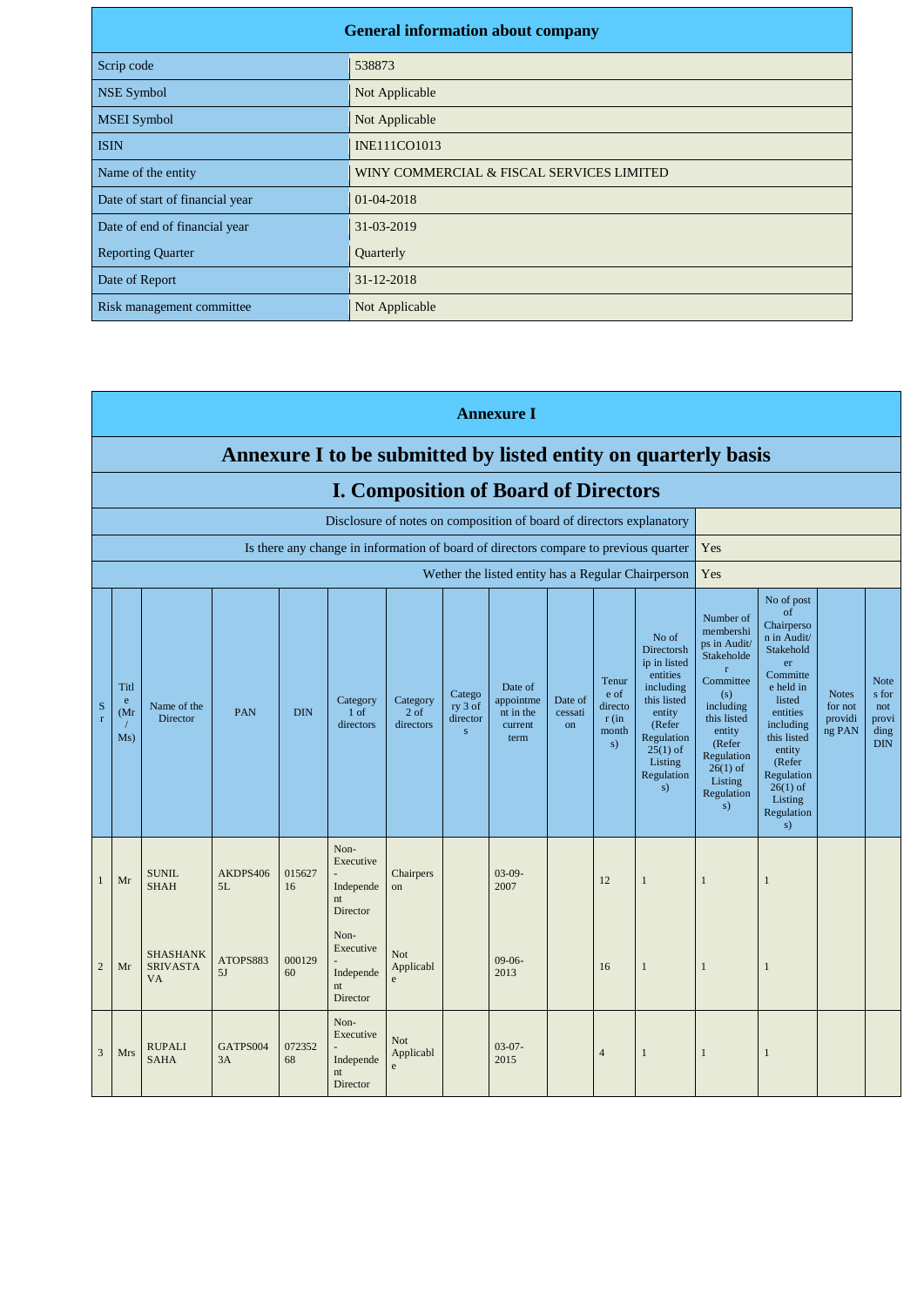| General information about company | |
|---|---|
| Scrip code | 538873 |
| NSE Symbol | Not Applicable |
| MSEI Symbol | Not Applicable |
| ISIN | INE111CO1013 |
| Name of the entity | WINY COMMERCIAL & FISCAL SERVICES LIMITED |
| Date of start of financial year | 01-04-2018 |
| Date of end of financial year | 31-03-2019 |
| Reporting Quarter | Quarterly |
| Date of Report | 31-12-2018 |
| Risk management committee | Not Applicable |

# Annexure I

## Annexure I to be submitted by listed entity on quarterly basis

## I. Composition of Board of Directors

| Disclosure of notes on composition of board of directors explanatory | |
|---|---|
| Is there any change in information of board of directors compare to previous quarter | Yes |
| Wether the listed entity has a Regular Chairperson | Yes |

| Sr | Title (Mr / Ms) | Name of the Director | PAN | DIN | Category 1 of directors | Category 2 of directors | Category 3 of directors | Date of appointment in the current term | Date of cessation | Tenure of director (in months) | No of Directorship in listed entities including this listed entity (Refer Regulation 25(1) of Listing Regulations) | Number of memberships in Audit/ Stakeholder Committee(s) including this listed entity (Refer Regulation 26(1) of Listing Regulations) | No of post of Chairperson in Audit/ Stakeholder Committee held in listed entities including this listed entity (Refer Regulation 26(1) of Listing Regulations) | Notes for not providing PAN | Notes for not providing DIN |
|---|---|---|---|---|---|---|---|---|---|---|---|---|---|---|---|
| 1 | Mr | SUNIL SHAH | AKDPS4065L | 01562716 | Non-Executive - Independent Director | Chairperson | | 03-09-2007 | | 12 | 1 | 1 | 1 | | |
| 2 | Mr | SHASHANK SRIVASTAVA | ATOPS8835J | 00012960 | Non-Executive - Independent Director | Not Applicable | | 09-06-2013 | | 16 | 1 | 1 | 1 | | |
| 3 | Mrs | RUPALI SAHA | GATPS0043A | 07235268 | Non-Executive - Independent Director | Not Applicable | | 03-07-2015 | | 4 | 1 | 1 | 1 | | |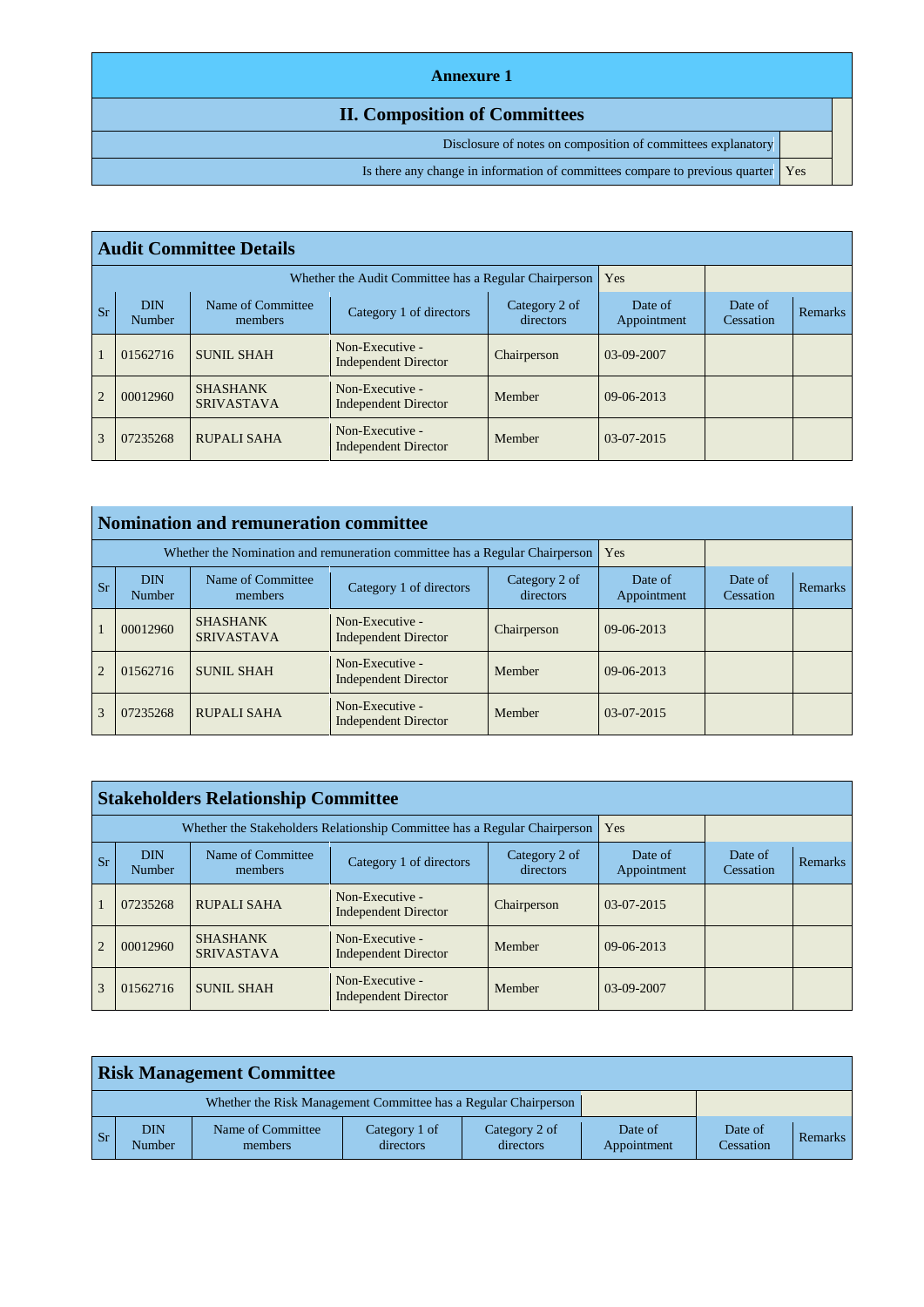# Annexure 1

## II. Composition of Committees

| | |
|---|---|
| Disclosure of notes on composition of committees explanatory | |
| Is there any change in information of committees compare to previous quarter | Yes |

## Audit Committee Details

Whether the Audit Committee has a Regular Chairperson: Yes

| Sr | DIN Number | Name of Committee members | Category 1 of directors | Category 2 of directors | Date of Appointment | Date of Cessation | Remarks |
|---|---|---|---|---|---|---|---|
| 1 | 01562716 | SUNIL SHAH | Non-Executive - Independent Director | Chairperson | 03-09-2007 | | |
| 2 | 00012960 | SHASHANK SRIVASTAVA | Non-Executive - Independent Director | Member | 09-06-2013 | | |
| 3 | 07235268 | RUPALI SAHA | Non-Executive - Independent Director | Member | 03-07-2015 | | |

## Nomination and remuneration committee

Whether the Nomination and remuneration committee has a Regular Chairperson: Yes

| Sr | DIN Number | Name of Committee members | Category 1 of directors | Category 2 of directors | Date of Appointment | Date of Cessation | Remarks |
|---|---|---|---|---|---|---|---|
| 1 | 00012960 | SHASHANK SRIVASTAVA | Non-Executive - Independent Director | Chairperson | 09-06-2013 | | |
| 2 | 01562716 | SUNIL SHAH | Non-Executive - Independent Director | Member | 09-06-2013 | | |
| 3 | 07235268 | RUPALI SAHA | Non-Executive - Independent Director | Member | 03-07-2015 | | |

## Stakeholders Relationship Committee

Whether the Stakeholders Relationship Committee has a Regular Chairperson: Yes

| Sr | DIN Number | Name of Committee members | Category 1 of directors | Category 2 of directors | Date of Appointment | Date of Cessation | Remarks |
|---|---|---|---|---|---|---|---|
| 1 | 07235268 | RUPALI SAHA | Non-Executive - Independent Director | Chairperson | 03-07-2015 | | |
| 2 | 00012960 | SHASHANK SRIVASTAVA | Non-Executive - Independent Director | Member | 09-06-2013 | | |
| 3 | 01562716 | SUNIL SHAH | Non-Executive - Independent Director | Member | 03-09-2007 | | |

## Risk Management Committee

Whether the Risk Management Committee has a Regular Chairperson:

| Sr | DIN Number | Name of Committee members | Category 1 of directors | Category 2 of directors | Date of Appointment | Date of Cessation | Remarks |
|---|---|---|---|---|---|---|---|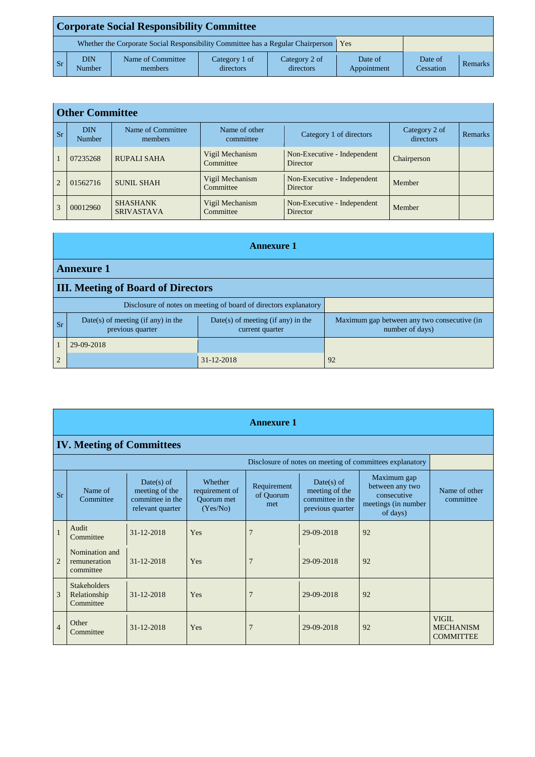## Corporate Social Responsibility Committee

| Whether the Corporate Social Responsibility Committee has a Regular Chairperson | Yes | | | | | | |
|---|---|---|---|---|---|---|---|
| Sr | DIN Number | Name of Committee members | Category 1 of directors | Category 2 of directors | Date of Appointment | Date of Cessation | Remarks |

## Other Committee

| Sr | DIN Number | Name of Committee members | Name of other committee | Category 1 of directors | Category 2 of directors | Remarks |
|---|---|---|---|---|---|---|
| 1 | 07235268 | RUPALI SAHA | Vigil Mechanism Committee | Non-Executive - Independent Director | Chairperson | |
| 2 | 01562716 | SUNIL SHAH | Vigil Mechanism Committee | Non-Executive - Independent Director | Member | |
| 3 | 00012960 | SHASHANK SRIVASTAVA | Vigil Mechanism Committee | Non-Executive - Independent Director | Member | |

## Annexure 1

## Annexure 1

## III. Meeting of Board of Directors

| Disclosure of notes on meeting of board of directors explanatory | | | |
|---|---|---|---|
| Sr | Date(s) of meeting (if any) in the previous quarter | Date(s) of meeting (if any) in the current quarter | Maximum gap between any two consecutive (in number of days) |
| 1 | 29-09-2018 | | |
| 2 | | 31-12-2018 | 92 |

## Annexure 1

## IV. Meeting of Committees

| Disclosure of notes on meeting of committees explanatory | | | | | | | |
|---|---|---|---|---|---|---|---|
| Sr | Name of Committee | Date(s) of meeting of the committee in the relevant quarter | Whether requirement of Quorum met (Yes/No) | Requirement of Quorum met | Date(s) of meeting of the committee in the previous quarter | Maximum gap between any two consecutive meetings (in number of days) | Name of other committee |
| 1 | Audit Committee | 31-12-2018 | Yes | 7 | 29-09-2018 | 92 | |
| 2 | Nomination and remuneration committee | 31-12-2018 | Yes | 7 | 29-09-2018 | 92 | |
| 3 | Stakeholders Relationship Committee | 31-12-2018 | Yes | 7 | 29-09-2018 | 92 | |
| 4 | Other Committee | 31-12-2018 | Yes | 7 | 29-09-2018 | 92 | VIGIL MECHANISM COMMITTEE |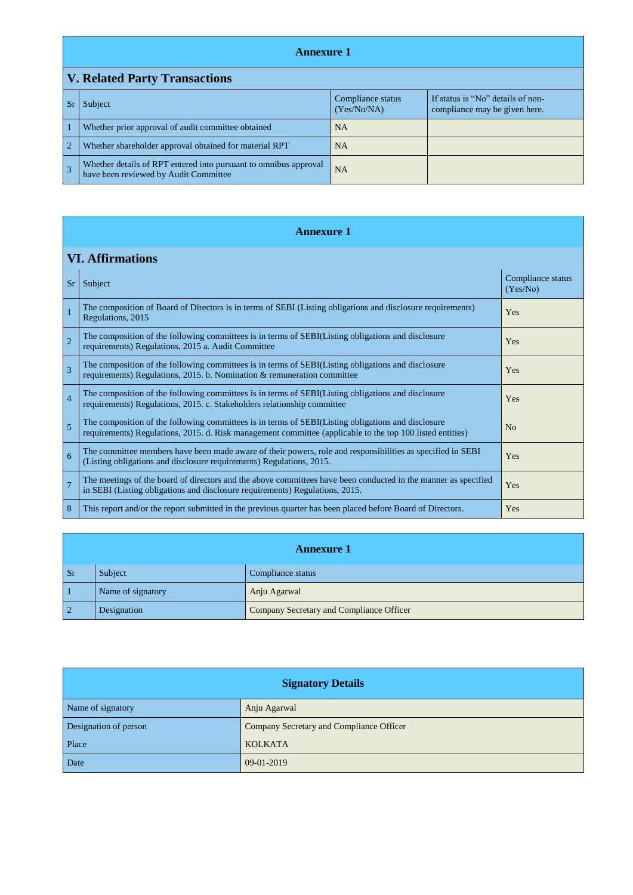## Annexure 1

### V. Related Party Transactions

| Sr | Subject | Compliance status (Yes/No/NA) | If status is “No” details of non-compliance may be given here. |
|---|---|---|---|
| 1 | Whether prior approval of audit committee obtained | NA | |
| 2 | Whether shareholder approval obtained for material RPT | NA | |
| 3 | Whether details of RPT entered into pursuant to omnibus approval have been reviewed by Audit Committee | NA | |

## Annexure 1

### VI. Affirmations

| Sr | Subject | Compliance status (Yes/No) |
|---|---|---|
| 1 | The composition of Board of Directors is in terms of SEBI (Listing obligations and disclosure requirements) Regulations, 2015 | Yes |
| 2 | The composition of the following committees is in terms of SEBI(Listing obligations and disclosure requirements) Regulations, 2015 a. Audit Committee | Yes |
| 3 | The composition of the following committees is in terms of SEBI(Listing obligations and disclosure requirements) Regulations, 2015. b. Nomination & remuneration committee | Yes |
| 4 | The composition of the following committees is in terms of SEBI(Listing obligations and disclosure requirements) Regulations, 2015. c. Stakeholders relationship committee | Yes |
| 5 | The composition of the following committees is in terms of SEBI(Listing obligations and disclosure requirements) Regulations, 2015. d. Risk management committee (applicable to the top 100 listed entities) | No |
| 6 | The committee members have been made aware of their powers, role and responsibilities as specified in SEBI (Listing obligations and disclosure requirements) Regulations, 2015. | Yes |
| 7 | The meetings of the board of directors and the above committees have been conducted in the manner as specified in SEBI (Listing obligations and disclosure requirements) Regulations, 2015. | Yes |
| 8 | This report and/or the report submitted in the previous quarter has been placed before Board of Directors. | Yes |

## Annexure 1

| Sr | Subject | Compliance status |
|---|---|---|
| 1 | Name of signatory | Anju Agarwal |
| 2 | Designation | Company Secretary and Compliance Officer |

## Signatory Details

| | |
|---|---|
| Name of signatory | Anju Agarwal |
| Designation of person | Company Secretary and Compliance Officer |
| Place | KOLKATA |
| Date | 09-01-2019 |